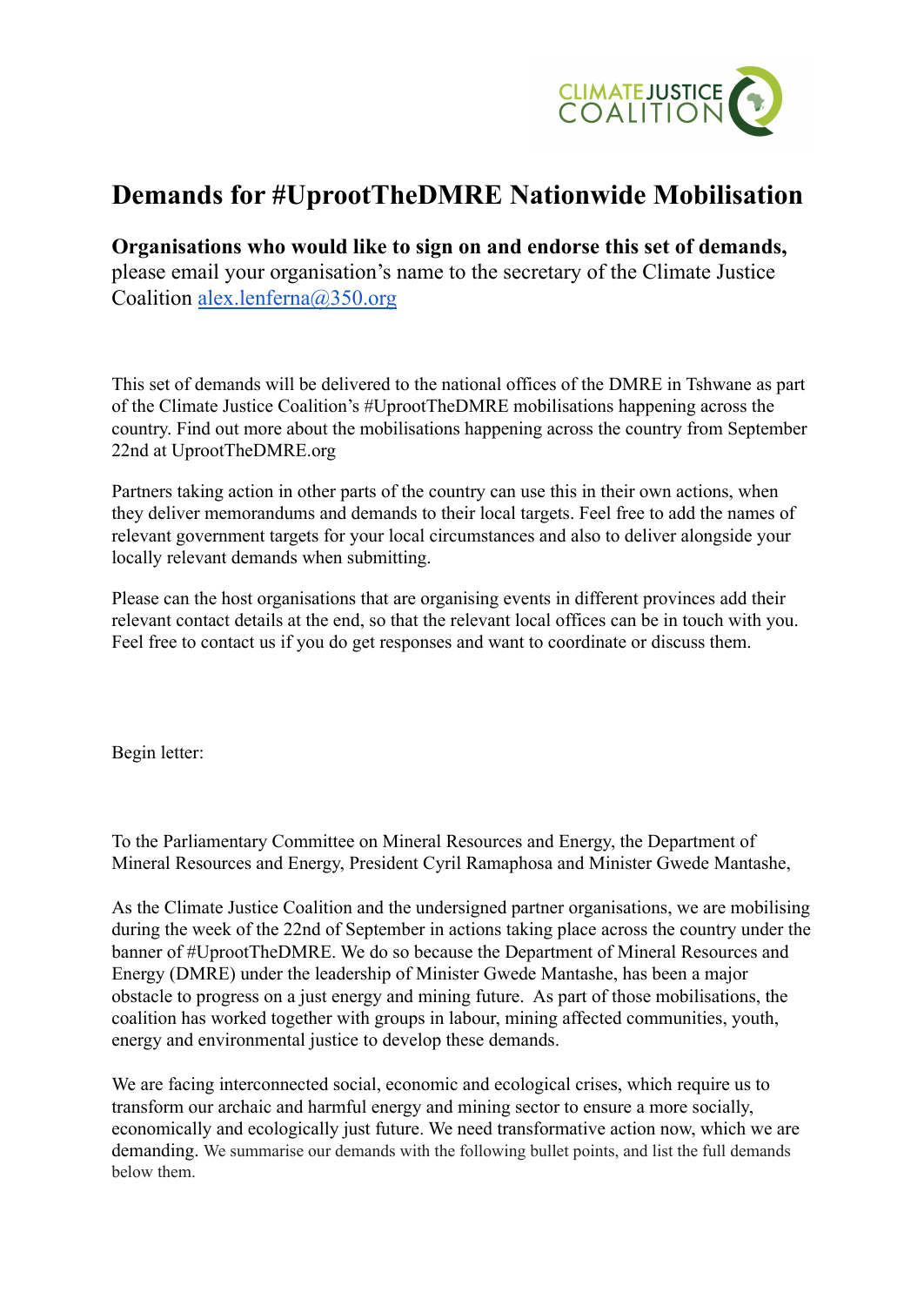# Demands for #UprootTheDMRE Nationwide Mobilisation

**Organisations who would like to sign on and endorse this set of demands,** please email your organisation's name to the secretary of the Climate Justice Coalition [alex.lenferna@350.org](mailto:alex.lenferna@350.org)

This set of demands will be delivered to the national offices of the DMRE in Tshwane as part of the Climate Justice Coalition's #UprootTheDMRE mobilisations happening across the country. Find out more about the mobilisations happening across the country from September 22nd at UprootTheDMRE.org

Partners taking action in other parts of the country can use this in their own actions, when they deliver memorandums and demands to their local targets. Feel free to add the names of relevant government targets for your local circumstances and also to deliver alongside your locally relevant demands when submitting.

Please can the host organisations that are organising events in different provinces add their relevant contact details at the end, so that the relevant local offices can be in touch with you. Feel free to contact us if you do get responses and want to coordinate or discuss them.

Begin letter:

To the Parliamentary Committee on Mineral Resources and Energy, the Department of Mineral Resources and Energy, President Cyril Ramaphosa and Minister Gwede Mantashe,

As the Climate Justice Coalition and the undersigned partner organisations, we are mobilising during the week of the 22nd of September in actions taking place across the country under the banner of #UprootTheDMRE. We do so because the Department of Mineral Resources and Energy (DMRE) under the leadership of Minister Gwede Mantashe, has been a major obstacle to progress on a just energy and mining future. As part of those mobilisations, the coalition has worked together with groups in labour, mining affected communities, youth, energy and environmental justice to develop these demands.

We are facing interconnected social, economic and ecological crises, which require us to transform our archaic and harmful energy and mining sector to ensure a more socially, economically and ecologically just future. We need transformative action now, which we are demanding. We summarise our demands with the following bullet points, and list the full demands below them.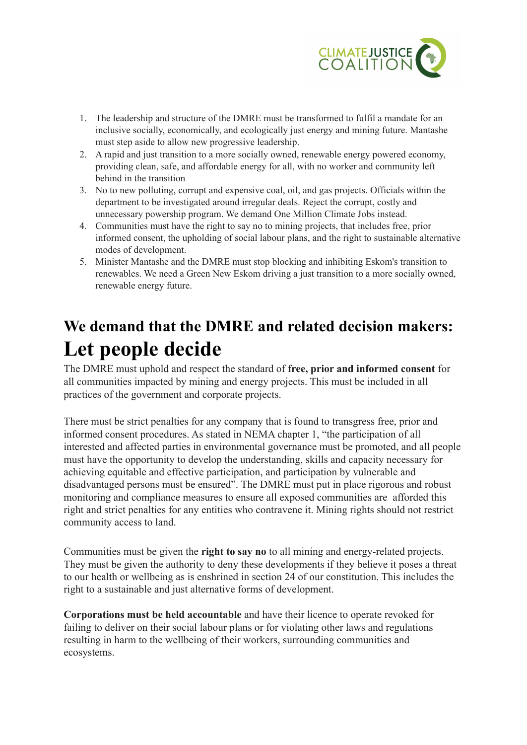1. The leadership and structure of the DMRE must be transformed to fulfil a mandate for an inclusive socially, economically, and ecologically just energy and mining future. Mantashe must step aside to allow new progressive leadership.
2. A rapid and just transition to a more socially owned, renewable energy powered economy, providing clean, safe, and affordable energy for all, with no worker and community left behind in the transition
3. No to new polluting, corrupt and expensive coal, oil, and gas projects. Officials within the department to be investigated around irregular deals. Reject the corrupt, costly and unnecessary powership program. We demand One Million Climate Jobs instead.
4. Communities must have the right to say no to mining projects, that includes free, prior informed consent, the upholding of social labour plans, and the right to sustainable alternative modes of development.
5. Minister Mantashe and the DMRE must stop blocking and inhibiting Eskom's transition to renewables. We need a Green New Eskom driving a just transition to a more socially owned, renewable energy future.

## We demand that the DMRE and related decision makers:

# Let people decide

The DMRE must uphold and respect the standard of **free, prior and informed consent** for all communities impacted by mining and energy projects. This must be included in all practices of the government and corporate projects.

There must be strict penalties for any company that is found to transgress free, prior and informed consent procedures. As stated in NEMA chapter 1, "the participation of all interested and affected parties in environmental governance must be promoted, and all people must have the opportunity to develop the understanding, skills and capacity necessary for achieving equitable and effective participation, and participation by vulnerable and disadvantaged persons must be ensured". The DMRE must put in place rigorous and robust monitoring and compliance measures to ensure all exposed communities are afforded this right and strict penalties for any entities who contravene it. Mining rights should not restrict community access to land.

Communities must be given the **right to say no** to all mining and energy-related projects. They must be given the authority to deny these developments if they believe it poses a threat to our health or wellbeing as is enshrined in section 24 of our constitution. This includes the right to a sustainable and just alternative forms of development.

**Corporations must be held accountable** and have their licence to operate revoked for failing to deliver on their social labour plans or for violating other laws and regulations resulting in harm to the wellbeing of their workers, surrounding communities and ecosystems.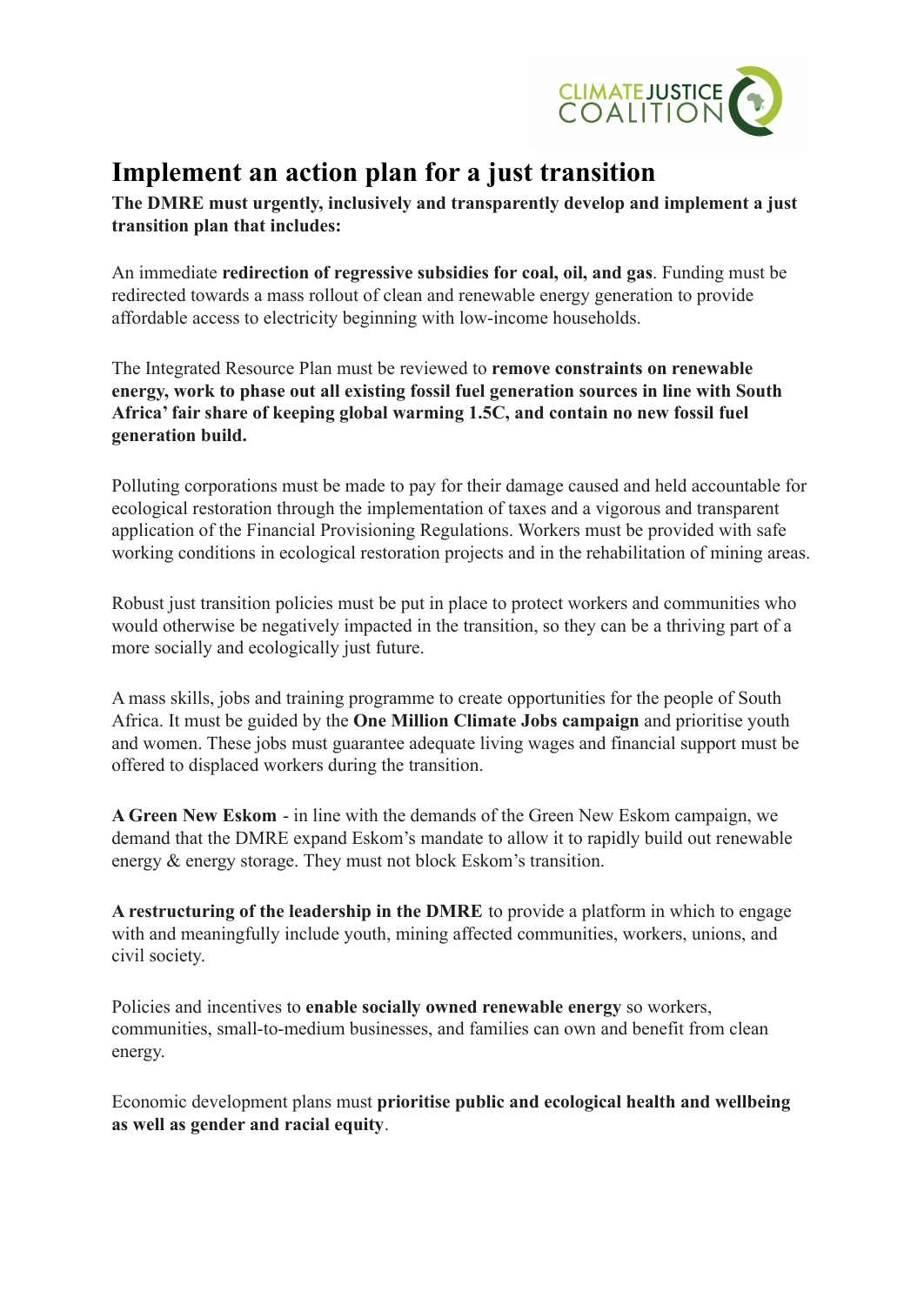# Implement an action plan for a just transition

**The DMRE must urgently, inclusively and transparently develop and implement a just transition plan that includes:**

An immediate **redirection of regressive subsidies for coal, oil, and gas**. Funding must be redirected towards a mass rollout of clean and renewable energy generation to provide affordable access to electricity beginning with low-income households.

The Integrated Resource Plan must be reviewed to **remove constraints on renewable energy, work to phase out all existing fossil fuel generation sources in line with South Africa' fair share of keeping global warming 1.5C, and contain no new fossil fuel generation build.**

Polluting corporations must be made to pay for their damage caused and held accountable for ecological restoration through the implementation of taxes and a vigorous and transparent application of the Financial Provisioning Regulations. Workers must be provided with safe working conditions in ecological restoration projects and in the rehabilitation of mining areas.

Robust just transition policies must be put in place to protect workers and communities who would otherwise be negatively impacted in the transition, so they can be a thriving part of a more socially and ecologically just future.

A mass skills, jobs and training programme to create opportunities for the people of South Africa. It must be guided by the **One Million Climate Jobs campaign** and prioritise youth and women. These jobs must guarantee adequate living wages and financial support must be offered to displaced workers during the transition.

**A Green New Eskom** - in line with the demands of the Green New Eskom campaign, we demand that the DMRE expand Eskom's mandate to allow it to rapidly build out renewable energy & energy storage. They must not block Eskom's transition.

**A restructuring of the leadership in the DMRE** to provide a platform in which to engage with and meaningfully include youth, mining affected communities, workers, unions, and civil society.

Policies and incentives to **enable socially owned renewable energy** so workers, communities, small-to-medium businesses, and families can own and benefit from clean energy.

Economic development plans must **prioritise public and ecological health and wellbeing as well as gender and racial equity**.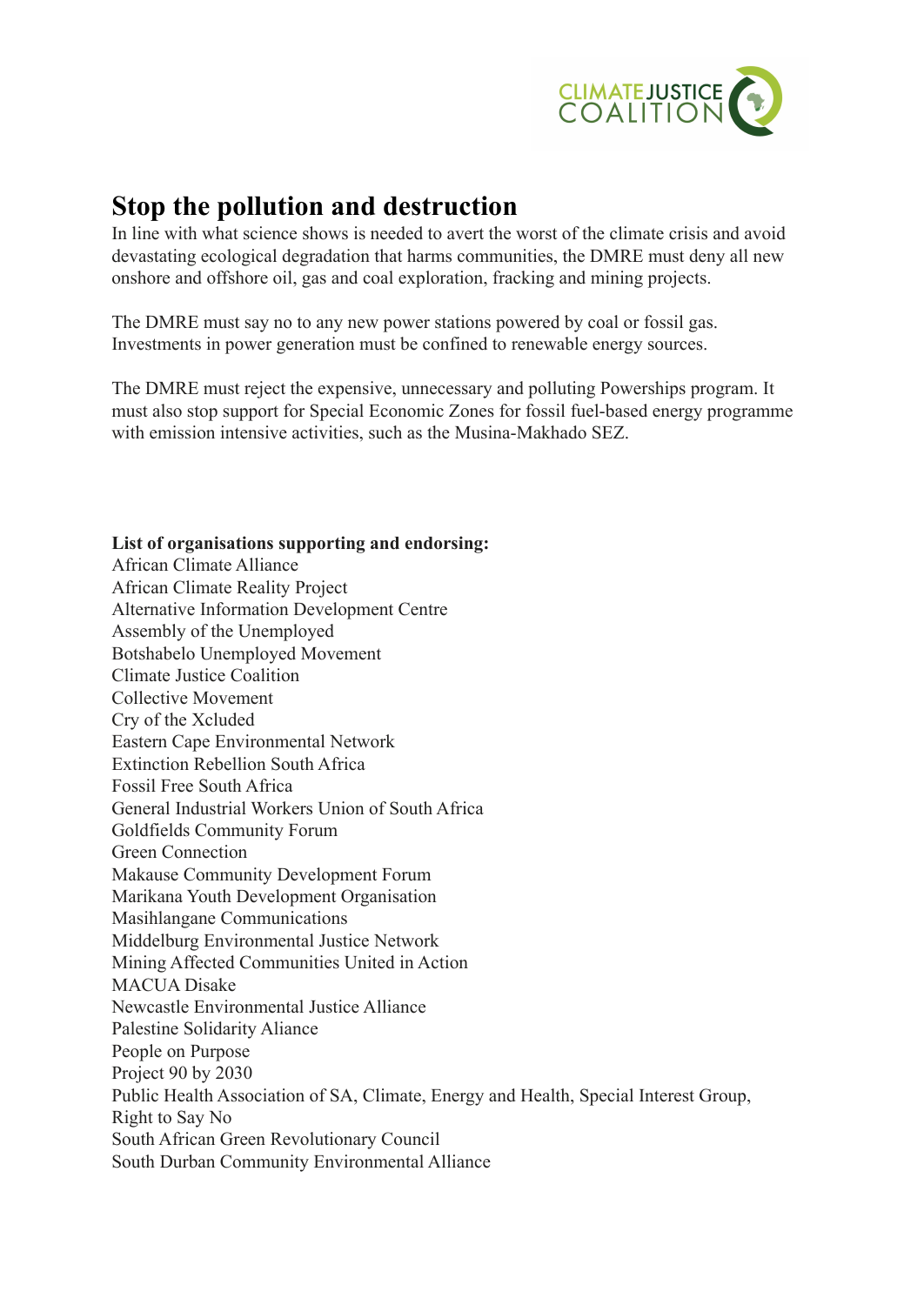## Stop the pollution and destruction

In line with what science shows is needed to avert the worst of the climate crisis and avoid devastating ecological degradation that harms communities, the DMRE must deny all new onshore and offshore oil, gas and coal exploration, fracking and mining projects.

The DMRE must say no to any new power stations powered by coal or fossil gas. Investments in power generation must be confined to renewable energy sources.

The DMRE must reject the expensive, unnecessary and polluting Powerships program. It must also stop support for Special Economic Zones for fossil fuel-based energy programme with emission intensive activities, such as the Musina-Makhado SEZ.

**List of organisations supporting and endorsing:**

African Climate Alliance
African Climate Reality Project
Alternative Information Development Centre
Assembly of the Unemployed
Botshabelo Unemployed Movement
Climate Justice Coalition
Collective Movement
Cry of the Xcluded
Eastern Cape Environmental Network
Extinction Rebellion South Africa
Fossil Free South Africa
General Industrial Workers Union of South Africa
Goldfields Community Forum
Green Connection
Makause Community Development Forum
Marikana Youth Development Organisation
Masihlangane Communications
Middelburg Environmental Justice Network
Mining Affected Communities United in Action
MACUA Disake
Newcastle Environmental Justice Alliance
Palestine Solidarity Aliance
People on Purpose
Project 90 by 2030
Public Health Association of SA, Climate, Energy and Health, Special Interest Group,
Right to Say No
South African Green Revolutionary Council
South Durban Community Environmental Alliance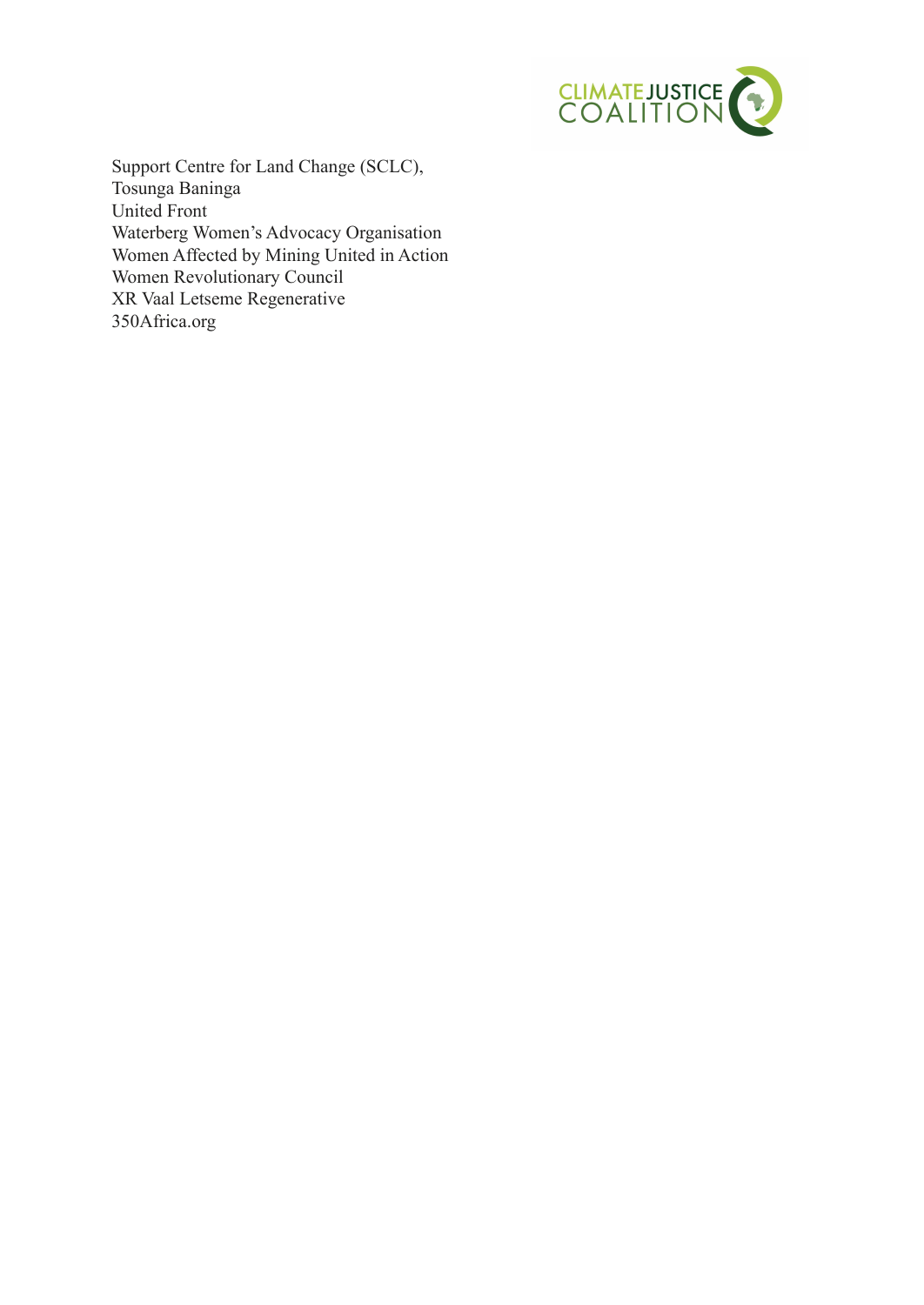Support Centre for Land Change (SCLC),
Tosunga Baninga
United Front
Waterberg Women's Advocacy Organisation
Women Affected by Mining United in Action
Women Revolutionary Council
XR Vaal Letseme Regenerative
350Africa.org